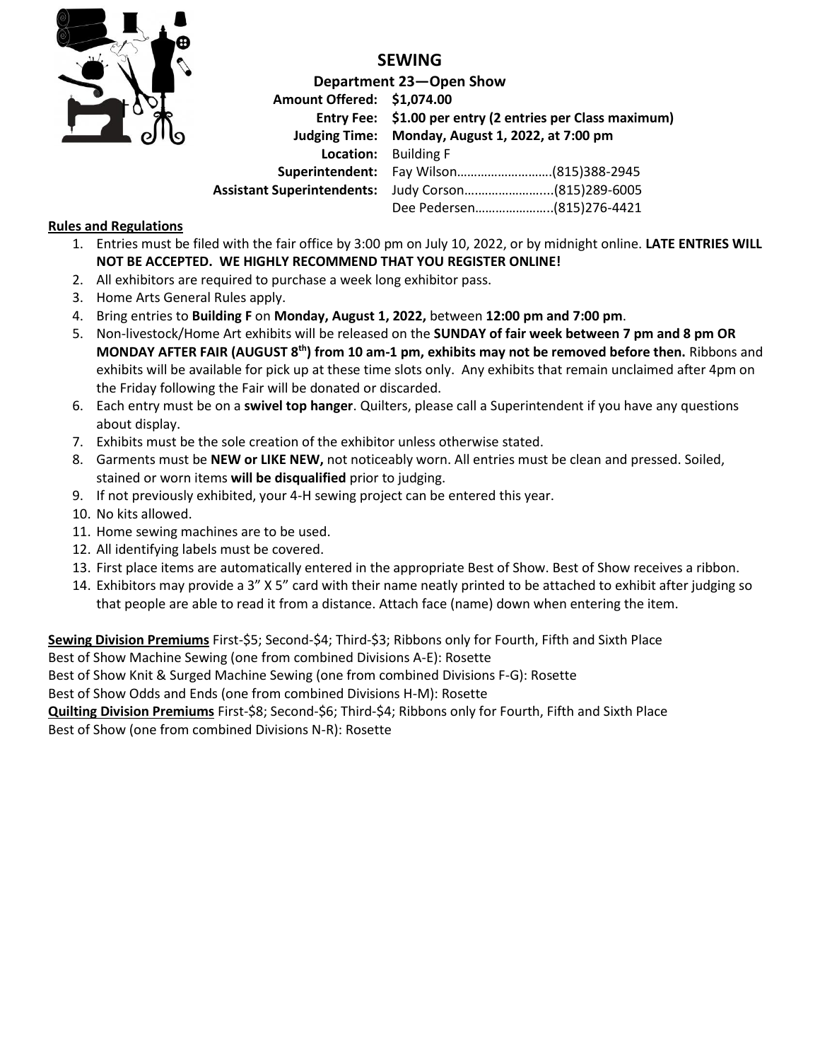# SEWING

## Department 23—Open Show

**Amount Offered:** **$1,074.00**
**Entry Fee:** **$1.00 per entry (2 entries per Class maximum)**
**Judging Time:** **Monday, August 1, 2022, at 7:00 pm**
**Location:** Building F
**Superintendent:** Fay Wilson……………………….(815)388-2945
**Assistant Superintendents:** Judy Corson……………………..(815)289-6005
Dee Pedersen…………………..(815)276-4421

**Rules and Regulations**

1. Entries must be filed with the fair office by 3:00 pm on July 10, 2022, or by midnight online. **LATE ENTRIES WILL NOT BE ACCEPTED. WE HIGHLY RECOMMEND THAT YOU REGISTER ONLINE!**
2. All exhibitors are required to purchase a week long exhibitor pass.
3. Home Arts General Rules apply.
4. Bring entries to **Building F** on **Monday, August 1, 2022,** between **12:00 pm and 7:00 pm**.
5. Non-livestock/Home Art exhibits will be released on the **SUNDAY of fair week between 7 pm and 8 pm OR MONDAY AFTER FAIR (AUGUST 8th) from 10 am-1 pm, exhibits may not be removed before then.** Ribbons and exhibits will be available for pick up at these time slots only. Any exhibits that remain unclaimed after 4pm on the Friday following the Fair will be donated or discarded.
6. Each entry must be on a **swivel top hanger**. Quilters, please call a Superintendent if you have any questions about display.
7. Exhibits must be the sole creation of the exhibitor unless otherwise stated.
8. Garments must be **NEW or LIKE NEW,** not noticeably worn. All entries must be clean and pressed. Soiled, stained or worn items **will be disqualified** prior to judging.
9. If not previously exhibited, your 4-H sewing project can be entered this year.
10. No kits allowed.
11. Home sewing machines are to be used.
12. All identifying labels must be covered.
13. First place items are automatically entered in the appropriate Best of Show. Best of Show receives a ribbon.
14. Exhibitors may provide a 3" X 5" card with their name neatly printed to be attached to exhibit after judging so that people are able to read it from a distance. Attach face (name) down when entering the item.

**Sewing Division Premiums** First-$5; Second-$4; Third-$3; Ribbons only for Fourth, Fifth and Sixth Place
Best of Show Machine Sewing (one from combined Divisions A-E): Rosette
Best of Show Knit & Surged Machine Sewing (one from combined Divisions F-G): Rosette
Best of Show Odds and Ends (one from combined Divisions H-M): Rosette
**Quilting Division Premiums** First-$8; Second-$6; Third-$4; Ribbons only for Fourth, Fifth and Sixth Place
Best of Show (one from combined Divisions N-R): Rosette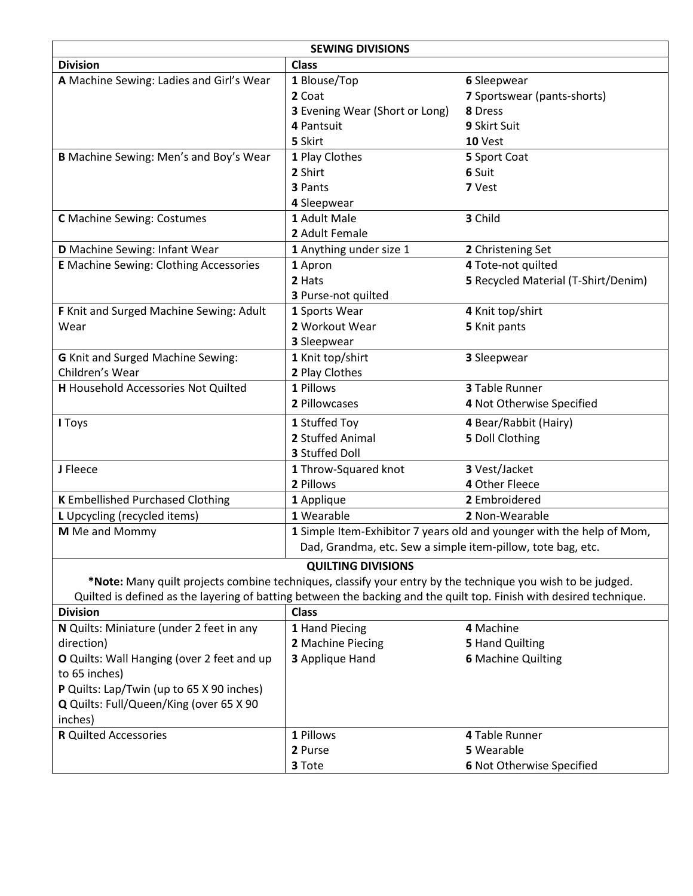| SEWING DIVISIONS | | |
|---|---|---|
| **Division** | **Class** | |
| **A** Machine Sewing: Ladies and Girl's Wear | **1** Blouse/Top<br>**2** Coat<br>**3** Evening Wear (Short or Long)<br>**4** Pantsuit<br>**5** Skirt | **6** Sleepwear<br>**7** Sportswear (pants-shorts)<br>**8** Dress<br>**9** Skirt Suit<br>**10** Vest |
| **B** Machine Sewing: Men's and Boy's Wear | **1** Play Clothes<br>**2** Shirt<br>**3** Pants<br>**4** Sleepwear | **5** Sport Coat<br>**6** Suit<br>**7** Vest |
| **C** Machine Sewing: Costumes | **1** Adult Male<br>**2** Adult Female | **3** Child |
| **D** Machine Sewing: Infant Wear | **1** Anything under size 1 | **2** Christening Set |
| **E** Machine Sewing: Clothing Accessories | **1** Apron<br>**2** Hats<br>**3** Purse-not quilted | **4** Tote-not quilted<br>**5** Recycled Material (T-Shirt/Denim) |
| **F** Knit and Surged Machine Sewing: Adult Wear | **1** Sports Wear<br>**2** Workout Wear<br>**3** Sleepwear | **4** Knit top/shirt<br>**5** Knit pants |
| **G** Knit and Surged Machine Sewing: Children's Wear | **1** Knit top/shirt<br>**2** Play Clothes | **3** Sleepwear |
| **H** Household Accessories Not Quilted | **1** Pillows<br>**2** Pillowcases | **3** Table Runner<br>**4** Not Otherwise Specified |
| **I** Toys | **1** Stuffed Toy<br>**2** Stuffed Animal<br>**3** Stuffed Doll | **4** Bear/Rabbit (Hairy)<br>**5** Doll Clothing |
| **J** Fleece | **1** Throw-Squared knot<br>**2** Pillows | **3** Vest/Jacket<br>**4** Other Fleece |
| **K** Embellished Purchased Clothing | **1** Applique | **2** Embroidered |
| **L** Upcycling (recycled items) | **1** Wearable | **2** Non-Wearable |
| **M** Me and Mommy | **1** Simple Item-Exhibitor 7 years old and younger with the help of Mom, Dad, Grandma, etc. Sew a simple item-pillow, tote bag, etc. | |

**QUILTING DIVISIONS**

***Note:** Many quilt projects combine techniques, classify your entry by the technique you wish to be judged. Quilted is defined as the layering of batting between the backing and the quilt top. Finish with desired technique.

| **Division** | **Class** | |
|---|---|---|
| **N** Quilts: Miniature (under 2 feet in any direction)<br>**O** Quilts: Wall Hanging (over 2 feet and up to 65 inches)<br>**P** Quilts: Lap/Twin (up to 65 X 90 inches)<br>**Q** Quilts: Full/Queen/King (over 65 X 90 inches) | **1** Hand Piecing<br>**2** Machine Piecing<br>**3** Applique Hand | **4** Machine<br>**5** Hand Quilting<br>**6** Machine Quilting |
| **R** Quilted Accessories | **1** Pillows<br>**2** Purse<br>**3** Tote | **4** Table Runner<br>**5** Wearable<br>**6** Not Otherwise Specified |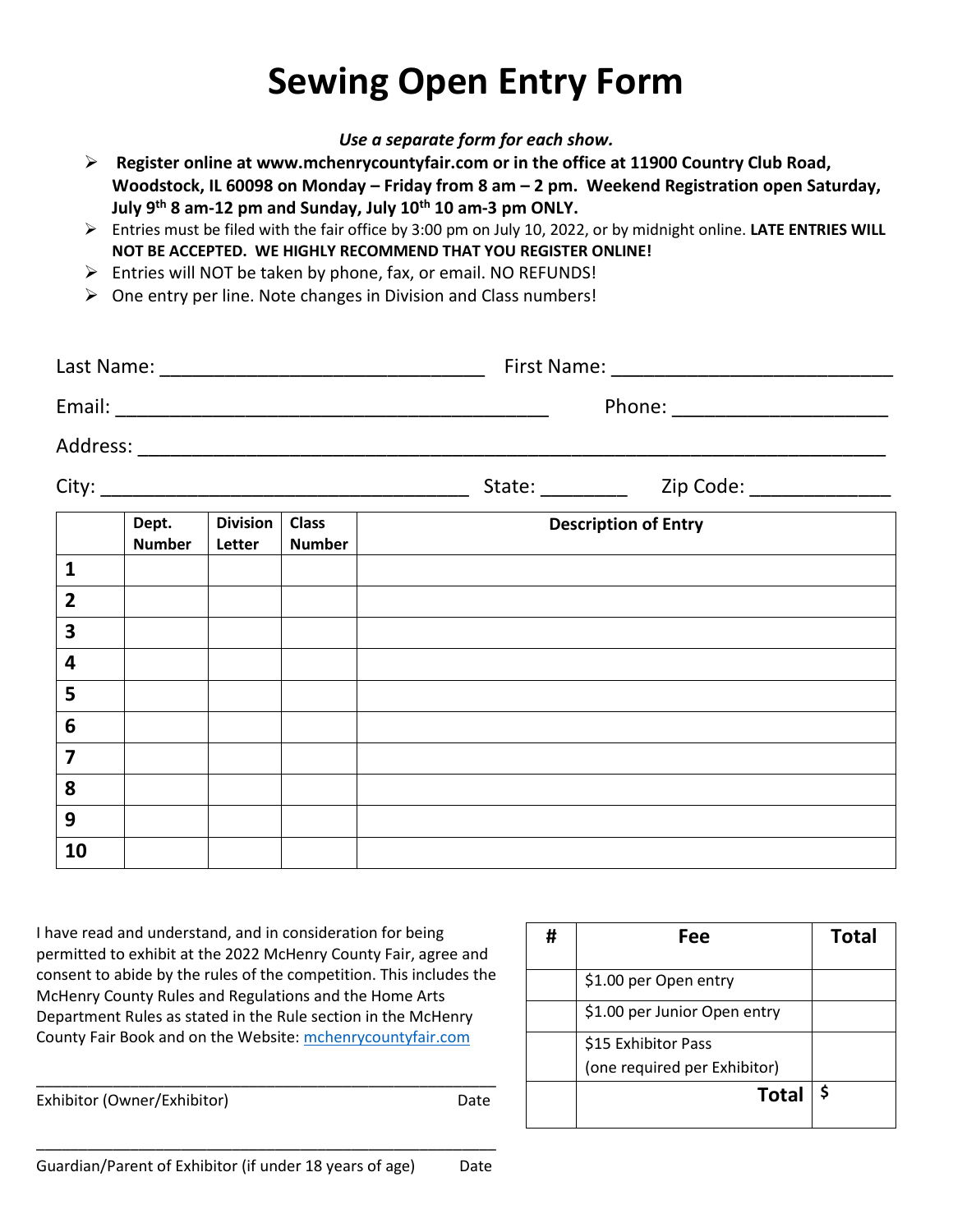# Sewing Open Entry Form

*Use a separate form for each show.*

- **Register online at www.mchenrycountyfair.com or in the office at 11900 Country Club Road, Woodstock, IL 60098 on Monday – Friday from 8 am – 2 pm. Weekend Registration open Saturday, July 9th 8 am-12 pm and Sunday, July 10th 10 am-3 pm ONLY.**
- Entries must be filed with the fair office by 3:00 pm on July 10, 2022, or by midnight online. **LATE ENTRIES WILL NOT BE ACCEPTED. WE HIGHLY RECOMMEND THAT YOU REGISTER ONLINE!**
- Entries will NOT be taken by phone, fax, or email. NO REFUNDS!
- One entry per line. Note changes in Division and Class numbers!

Last Name: ______________________________ First Name: __________________________

Email: ________________________________________ Phone: ____________________

Address: ______________________________________________________________________

City: __________________________________ State: ________ Zip Code: _____________

| | Dept. Number | Division Letter | Class Number | Description of Entry |
|---|---|---|---|---|
| **1** | | | | |
| **2** | | | | |
| **3** | | | | |
| **4** | | | | |
| **5** | | | | |
| **6** | | | | |
| **7** | | | | |
| **8** | | | | |
| **9** | | | | |
| **10** | | | | |

I have read and understand, and in consideration for being permitted to exhibit at the 2022 McHenry County Fair, agree and consent to abide by the rules of the competition. This includes the McHenry County Rules and Regulations and the Home Arts Department Rules as stated in the Rule section in the McHenry County Fair Book and on the Website: mchenrycountyfair.com

_____________________________________________________

Exhibitor (Owner/Exhibitor) Date

_____________________________________________________

Guardian/Parent of Exhibitor (if under 18 years of age) Date

| # | Fee | Total |
|---|---|---|
| | $1.00 per Open entry | |
| | $1.00 per Junior Open entry | |
| | $15 Exhibitor Pass (one required per Exhibitor) | |
| | **Total** | $ |